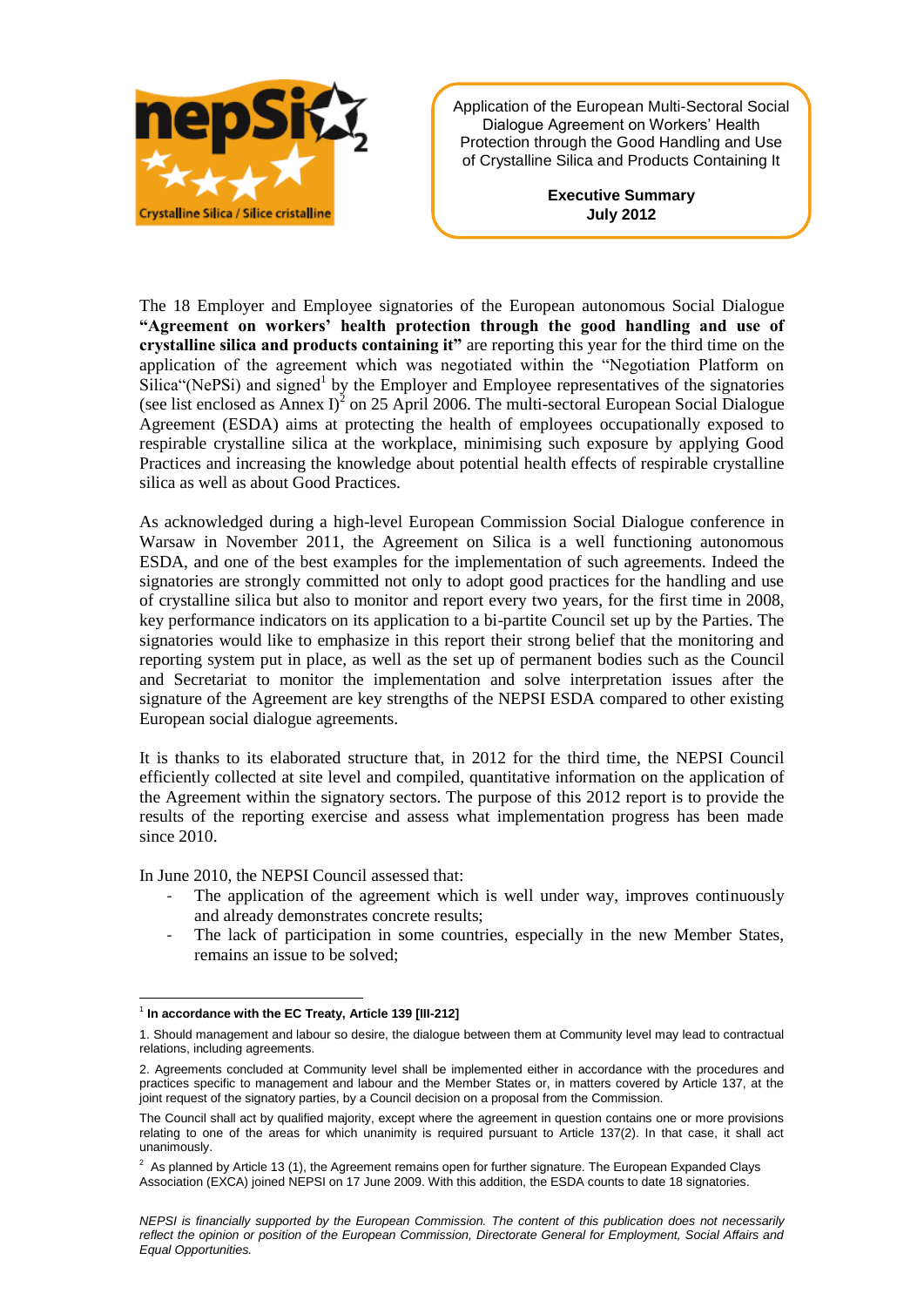Application of the European Multi-Sectoral Social Dialogue Agreement on Workers' Health Protection through the Good Handling and Use of Crystalline Silica and Products Containing It

**Executive Summary**
**July 2012**

The 18 Employer and Employee signatories of the European autonomous Social Dialogue **"Agreement on workers' health protection through the good handling and use of crystalline silica and products containing it"** are reporting this year for the third time on the application of the agreement which was negotiated within the "Negotiation Platform on Silica"(NePSi) and signed[1] by the Employer and Employee representatives of the signatories (see list enclosed as Annex I)[2] on 25 April 2006. The multi-sectoral European Social Dialogue Agreement (ESDA) aims at protecting the health of employees occupationally exposed to respirable crystalline silica at the workplace, minimising such exposure by applying Good Practices and increasing the knowledge about potential health effects of respirable crystalline silica as well as about Good Practices.

As acknowledged during a high-level European Commission Social Dialogue conference in Warsaw in November 2011, the Agreement on Silica is a well functioning autonomous ESDA, and one of the best examples for the implementation of such agreements. Indeed the signatories are strongly committed not only to adopt good practices for the handling and use of crystalline silica but also to monitor and report every two years, for the first time in 2008, key performance indicators on its application to a bi-partite Council set up by the Parties. The signatories would like to emphasize in this report their strong belief that the monitoring and reporting system put in place, as well as the set up of permanent bodies such as the Council and Secretariat to monitor the implementation and solve interpretation issues after the signature of the Agreement are key strengths of the NEPSI ESDA compared to other existing European social dialogue agreements.

It is thanks to its elaborated structure that, in 2012 for the third time, the NEPSI Council efficiently collected at site level and compiled, quantitative information on the application of the Agreement within the signatory sectors. The purpose of this 2012 report is to provide the results of the reporting exercise and assess what implementation progress has been made since 2010.

In June 2010, the NEPSI Council assessed that:

- The application of the agreement which is well under way, improves continuously and already demonstrates concrete results;
- The lack of participation in some countries, especially in the new Member States, remains an issue to be solved;

---

[1] **In accordance with the EC Treaty, Article 139 [III-212]**

1. Should management and labour so desire, the dialogue between them at Community level may lead to contractual relations, including agreements.

2. Agreements concluded at Community level shall be implemented either in accordance with the procedures and practices specific to management and labour and the Member States or, in matters covered by Article 137, at the joint request of the signatory parties, by a Council decision on a proposal from the Commission.

The Council shall act by qualified majority, except where the agreement in question contains one or more provisions relating to one of the areas for which unanimity is required pursuant to Article 137(2). In that case, it shall act unanimously.

[2] As planned by Article 13 (1), the Agreement remains open for further signature. The European Expanded Clays Association (EXCA) joined NEPSI on 17 June 2009. With this addition, the ESDA counts to date 18 signatories.

*NEPSI is financially supported by the European Commission. The content of this publication does not necessarily reflect the opinion or position of the European Commission, Directorate General for Employment, Social Affairs and Equal Opportunities.*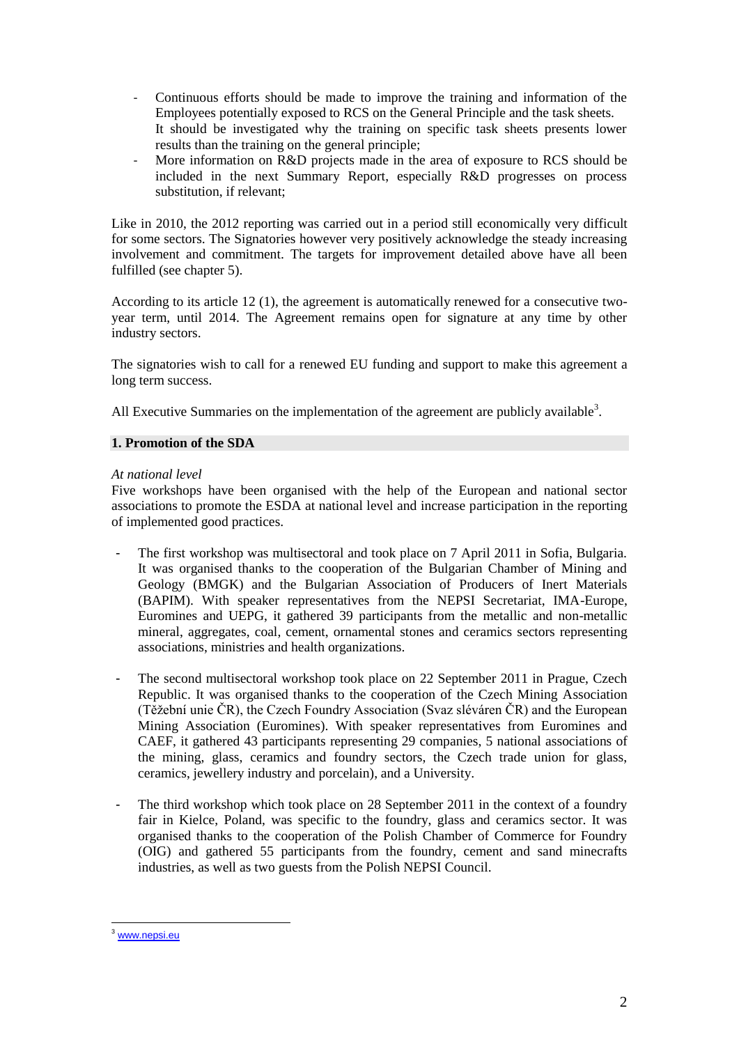- Continuous efforts should be made to improve the training and information of the Employees potentially exposed to RCS on the General Principle and the task sheets. It should be investigated why the training on specific task sheets presents lower results than the training on the general principle;
- More information on R&D projects made in the area of exposure to RCS should be included in the next Summary Report, especially R&D progresses on process substitution, if relevant;

Like in 2010, the 2012 reporting was carried out in a period still economically very difficult for some sectors. The Signatories however very positively acknowledge the steady increasing involvement and commitment. The targets for improvement detailed above have all been fulfilled (see chapter 5).

According to its article 12 (1), the agreement is automatically renewed for a consecutive two-year term, until 2014. The Agreement remains open for signature at any time by other industry sectors.

The signatories wish to call for a renewed EU funding and support to make this agreement a long term success.

All Executive Summaries on the implementation of the agreement are publicly available[3].

## 1. Promotion of the SDA

*At national level*

Five workshops have been organised with the help of the European and national sector associations to promote the ESDA at national level and increase participation in the reporting of implemented good practices.

- The first workshop was multisectoral and took place on 7 April 2011 in Sofia, Bulgaria. It was organised thanks to the cooperation of the Bulgarian Chamber of Mining and Geology (BMGK) and the Bulgarian Association of Producers of Inert Materials (BAPIM). With speaker representatives from the NEPSI Secretariat, IMA-Europe, Euromines and UEPG, it gathered 39 participants from the metallic and non-metallic mineral, aggregates, coal, cement, ornamental stones and ceramics sectors representing associations, ministries and health organizations.

- The second multisectoral workshop took place on 22 September 2011 in Prague, Czech Republic. It was organised thanks to the cooperation of the Czech Mining Association (Těžební unie ČR), the Czech Foundry Association (Svaz sléváren ČR) and the European Mining Association (Euromines). With speaker representatives from Euromines and CAEF, it gathered 43 participants representing 29 companies, 5 national associations of the mining, glass, ceramics and foundry sectors, the Czech trade union for glass, ceramics, jewellery industry and porcelain), and a University.

- The third workshop which took place on 28 September 2011 in the context of a foundry fair in Kielce, Poland, was specific to the foundry, glass and ceramics sector. It was organised thanks to the cooperation of the Polish Chamber of Commerce for Foundry (OIG) and gathered 55 participants from the foundry, cement and sand minecrafts industries, as well as two guests from the Polish NEPSI Council.

---

[3] www.nepsi.eu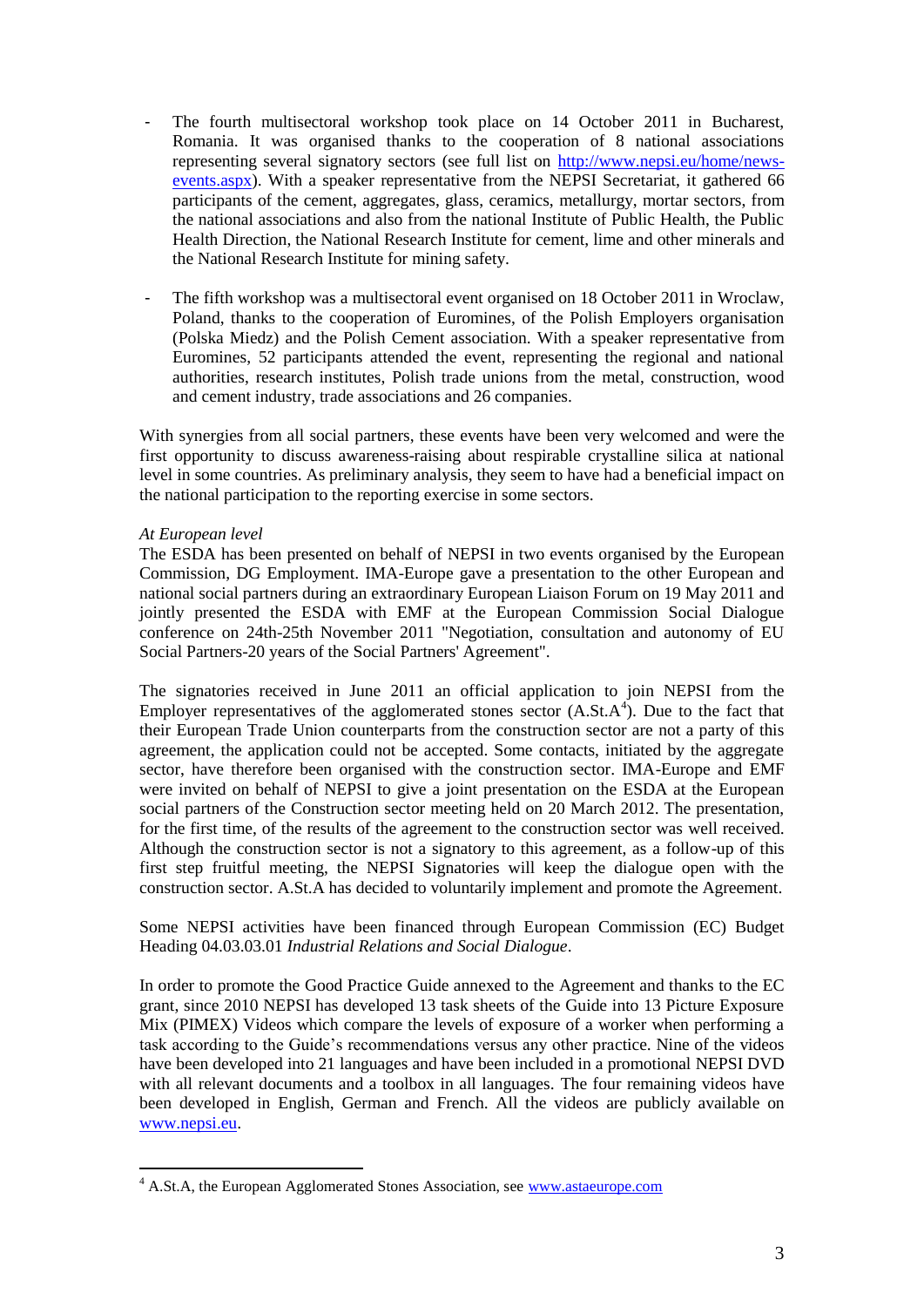- The fourth multisectoral workshop took place on 14 October 2011 in Bucharest, Romania. It was organised thanks to the cooperation of 8 national associations representing several signatory sectors (see full list on http://www.nepsi.eu/home/news-events.aspx). With a speaker representative from the NEPSI Secretariat, it gathered 66 participants of the cement, aggregates, glass, ceramics, metallurgy, mortar sectors, from the national associations and also from the national Institute of Public Health, the Public Health Direction, the National Research Institute for cement, lime and other minerals and the National Research Institute for mining safety.

- The fifth workshop was a multisectoral event organised on 18 October 2011 in Wroclaw, Poland, thanks to the cooperation of Euromines, of the Polish Employers organisation (Polska Miedz) and the Polish Cement association. With a speaker representative from Euromines, 52 participants attended the event, representing the regional and national authorities, research institutes, Polish trade unions from the metal, construction, wood and cement industry, trade associations and 26 companies.

With synergies from all social partners, these events have been very welcomed and were the first opportunity to discuss awareness-raising about respirable crystalline silica at national level in some countries. As preliminary analysis, they seem to have had a beneficial impact on the national participation to the reporting exercise in some sectors.

*At European level*

The ESDA has been presented on behalf of NEPSI in two events organised by the European Commission, DG Employment. IMA-Europe gave a presentation to the other European and national social partners during an extraordinary European Liaison Forum on 19 May 2011 and jointly presented the ESDA with EMF at the European Commission Social Dialogue conference on 24th-25th November 2011 "Negotiation, consultation and autonomy of EU Social Partners-20 years of the Social Partners' Agreement".

The signatories received in June 2011 an official application to join NEPSI from the Employer representatives of the agglomerated stones sector (A.St.A[4]). Due to the fact that their European Trade Union counterparts from the construction sector are not a party of this agreement, the application could not be accepted. Some contacts, initiated by the aggregate sector, have therefore been organised with the construction sector. IMA-Europe and EMF were invited on behalf of NEPSI to give a joint presentation on the ESDA at the European social partners of the Construction sector meeting held on 20 March 2012. The presentation, for the first time, of the results of the agreement to the construction sector was well received. Although the construction sector is not a signatory to this agreement, as a follow-up of this first step fruitful meeting, the NEPSI Signatories will keep the dialogue open with the construction sector. A.St.A has decided to voluntarily implement and promote the Agreement.

Some NEPSI activities have been financed through European Commission (EC) Budget Heading 04.03.03.01 *Industrial Relations and Social Dialogue*.

In order to promote the Good Practice Guide annexed to the Agreement and thanks to the EC grant, since 2010 NEPSI has developed 13 task sheets of the Guide into 13 Picture Exposure Mix (PIMEX) Videos which compare the levels of exposure of a worker when performing a task according to the Guide's recommendations versus any other practice. Nine of the videos have been developed into 21 languages and have been included in a promotional NEPSI DVD with all relevant documents and a toolbox in all languages. The four remaining videos have been developed in English, German and French. All the videos are publicly available on www.nepsi.eu.

[4] A.St.A, the European Agglomerated Stones Association, see www.astaeurope.com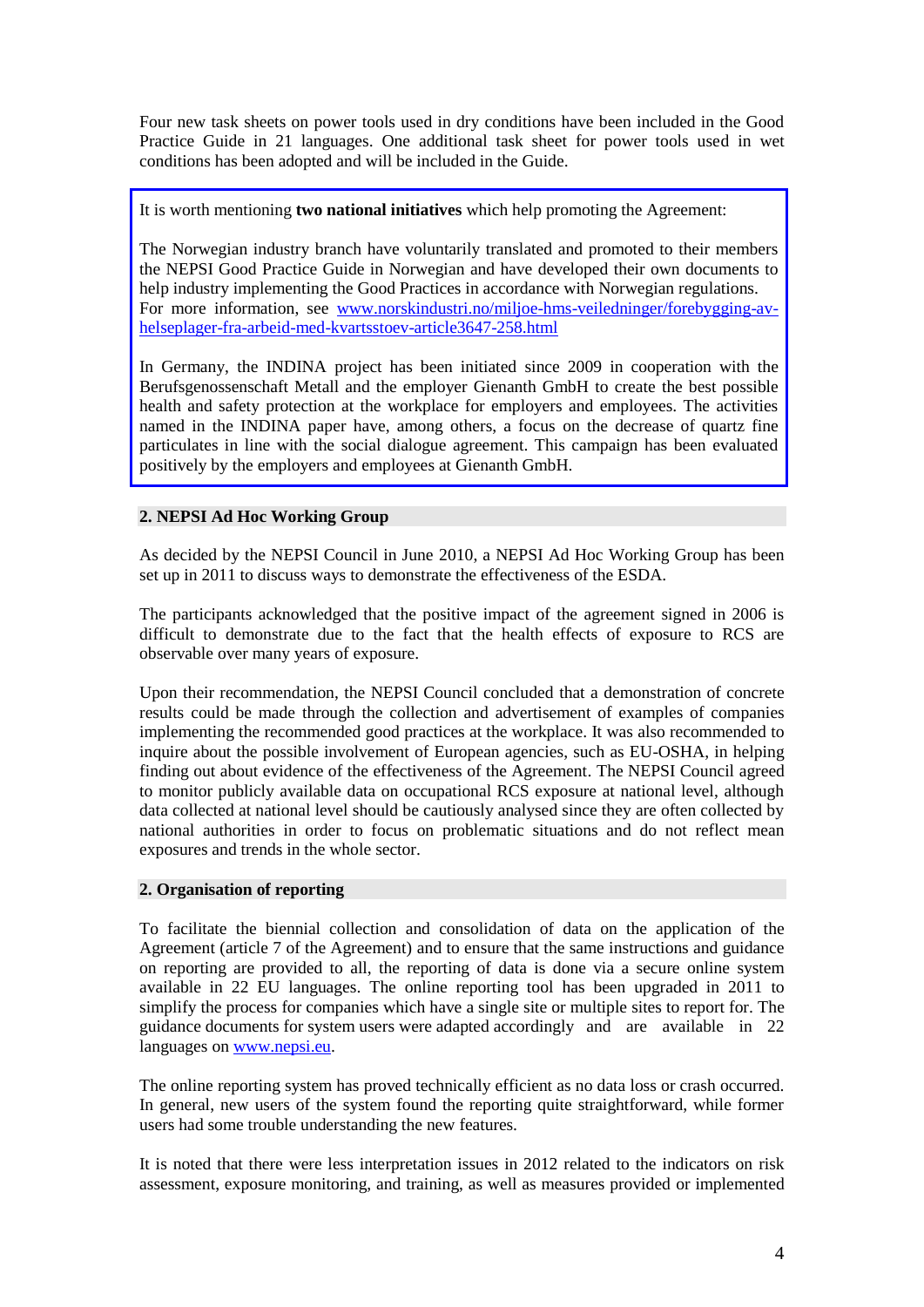Four new task sheets on power tools used in dry conditions have been included in the Good Practice Guide in 21 languages. One additional task sheet for power tools used in wet conditions has been adopted and will be included in the Guide.

> It is worth mentioning **two national initiatives** which help promoting the Agreement:
>
> The Norwegian industry branch have voluntarily translated and promoted to their members the NEPSI Good Practice Guide in Norwegian and have developed their own documents to help industry implementing the Good Practices in accordance with Norwegian regulations. For more information, see [www.norskindustri.no/miljoe-hms-veiledninger/forebygging-av-helseplager-fra-arbeid-med-kvartsstoev-article3647-258.html](www.norskindustri.no/miljoe-hms-veiledninger/forebygging-av-helseplager-fra-arbeid-med-kvartsstoev-article3647-258.html)
>
> In Germany, the INDINA project has been initiated since 2009 in cooperation with the Berufsgenossenschaft Metall and the employer Gienanth GmbH to create the best possible health and safety protection at the workplace for employers and employees. The activities named in the INDINA paper have, among others, a focus on the decrease of quartz fine particulates in line with the social dialogue agreement. This campaign has been evaluated positively by the employers and employees at Gienanth GmbH.

## 2. NEPSI Ad Hoc Working Group

As decided by the NEPSI Council in June 2010, a NEPSI Ad Hoc Working Group has been set up in 2011 to discuss ways to demonstrate the effectiveness of the ESDA.

The participants acknowledged that the positive impact of the agreement signed in 2006 is difficult to demonstrate due to the fact that the health effects of exposure to RCS are observable over many years of exposure.

Upon their recommendation, the NEPSI Council concluded that a demonstration of concrete results could be made through the collection and advertisement of examples of companies implementing the recommended good practices at the workplace. It was also recommended to inquire about the possible involvement of European agencies, such as EU-OSHA, in helping finding out about evidence of the effectiveness of the Agreement. The NEPSI Council agreed to monitor publicly available data on occupational RCS exposure at national level, although data collected at national level should be cautiously analysed since they are often collected by national authorities in order to focus on problematic situations and do not reflect mean exposures and trends in the whole sector.

## 2. Organisation of reporting

To facilitate the biennial collection and consolidation of data on the application of the Agreement (article 7 of the Agreement) and to ensure that the same instructions and guidance on reporting are provided to all, the reporting of data is done via a secure online system available in 22 EU languages. The online reporting tool has been upgraded in 2011 to simplify the process for companies which have a single site or multiple sites to report for. The guidance documents for system users were adapted accordingly and are available in 22 languages on [www.nepsi.eu](www.nepsi.eu).

The online reporting system has proved technically efficient as no data loss or crash occurred. In general, new users of the system found the reporting quite straightforward, while former users had some trouble understanding the new features.

It is noted that there were less interpretation issues in 2012 related to the indicators on risk assessment, exposure monitoring, and training, as well as measures provided or implemented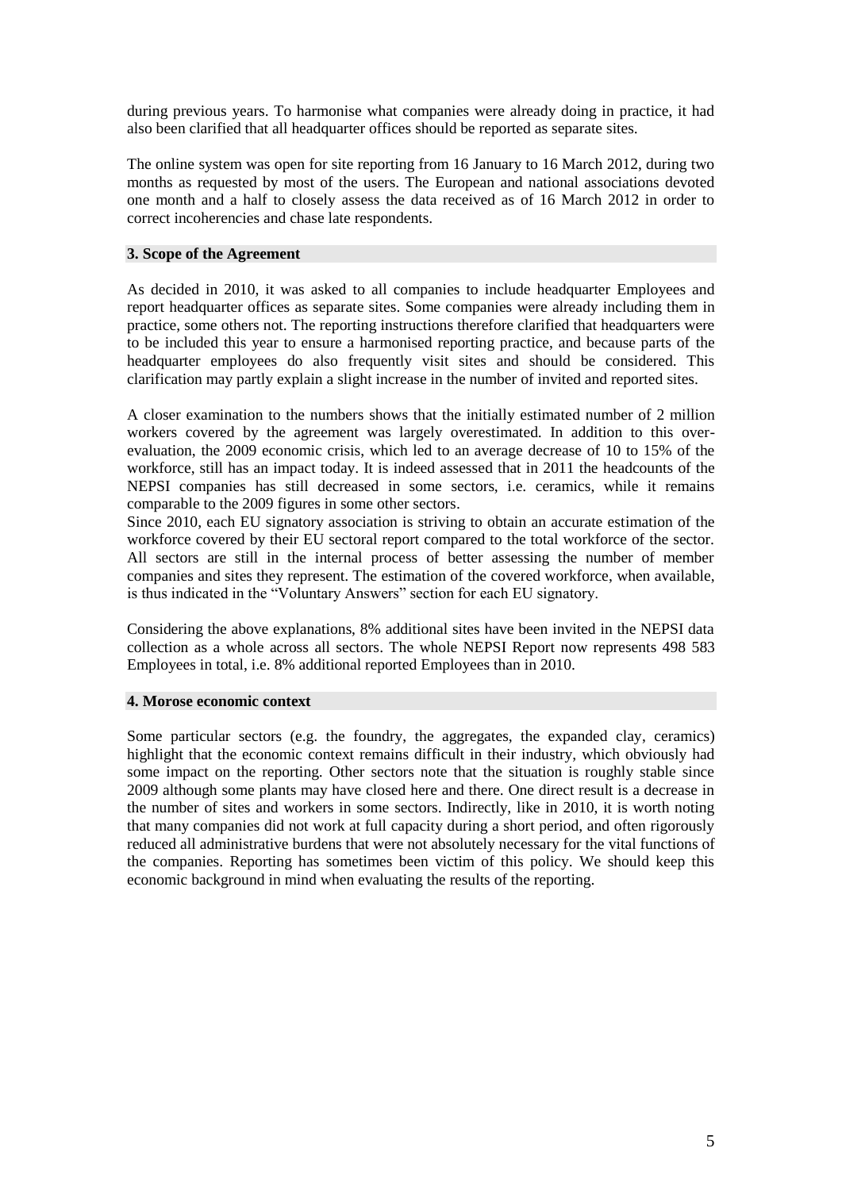during previous years. To harmonise what companies were already doing in practice, it had also been clarified that all headquarter offices should be reported as separate sites.

The online system was open for site reporting from 16 January to 16 March 2012, during two months as requested by most of the users. The European and national associations devoted one month and a half to closely assess the data received as of 16 March 2012 in order to correct incoherencies and chase late respondents.

## 3. Scope of the Agreement

As decided in 2010, it was asked to all companies to include headquarter Employees and report headquarter offices as separate sites. Some companies were already including them in practice, some others not. The reporting instructions therefore clarified that headquarters were to be included this year to ensure a harmonised reporting practice, and because parts of the headquarter employees do also frequently visit sites and should be considered. This clarification may partly explain a slight increase in the number of invited and reported sites.

A closer examination to the numbers shows that the initially estimated number of 2 million workers covered by the agreement was largely overestimated. In addition to this over-evaluation, the 2009 economic crisis, which led to an average decrease of 10 to 15% of the workforce, still has an impact today. It is indeed assessed that in 2011 the headcounts of the NEPSI companies has still decreased in some sectors, i.e. ceramics, while it remains comparable to the 2009 figures in some other sectors.

Since 2010, each EU signatory association is striving to obtain an accurate estimation of the workforce covered by their EU sectoral report compared to the total workforce of the sector. All sectors are still in the internal process of better assessing the number of member companies and sites they represent. The estimation of the covered workforce, when available, is thus indicated in the "Voluntary Answers" section for each EU signatory.

Considering the above explanations, 8% additional sites have been invited in the NEPSI data collection as a whole across all sectors. The whole NEPSI Report now represents 498 583 Employees in total, i.e. 8% additional reported Employees than in 2010.

## 4. Morose economic context

Some particular sectors (e.g. the foundry, the aggregates, the expanded clay, ceramics) highlight that the economic context remains difficult in their industry, which obviously had some impact on the reporting. Other sectors note that the situation is roughly stable since 2009 although some plants may have closed here and there. One direct result is a decrease in the number of sites and workers in some sectors. Indirectly, like in 2010, it is worth noting that many companies did not work at full capacity during a short period, and often rigorously reduced all administrative burdens that were not absolutely necessary for the vital functions of the companies. Reporting has sometimes been victim of this policy. We should keep this economic background in mind when evaluating the results of the reporting.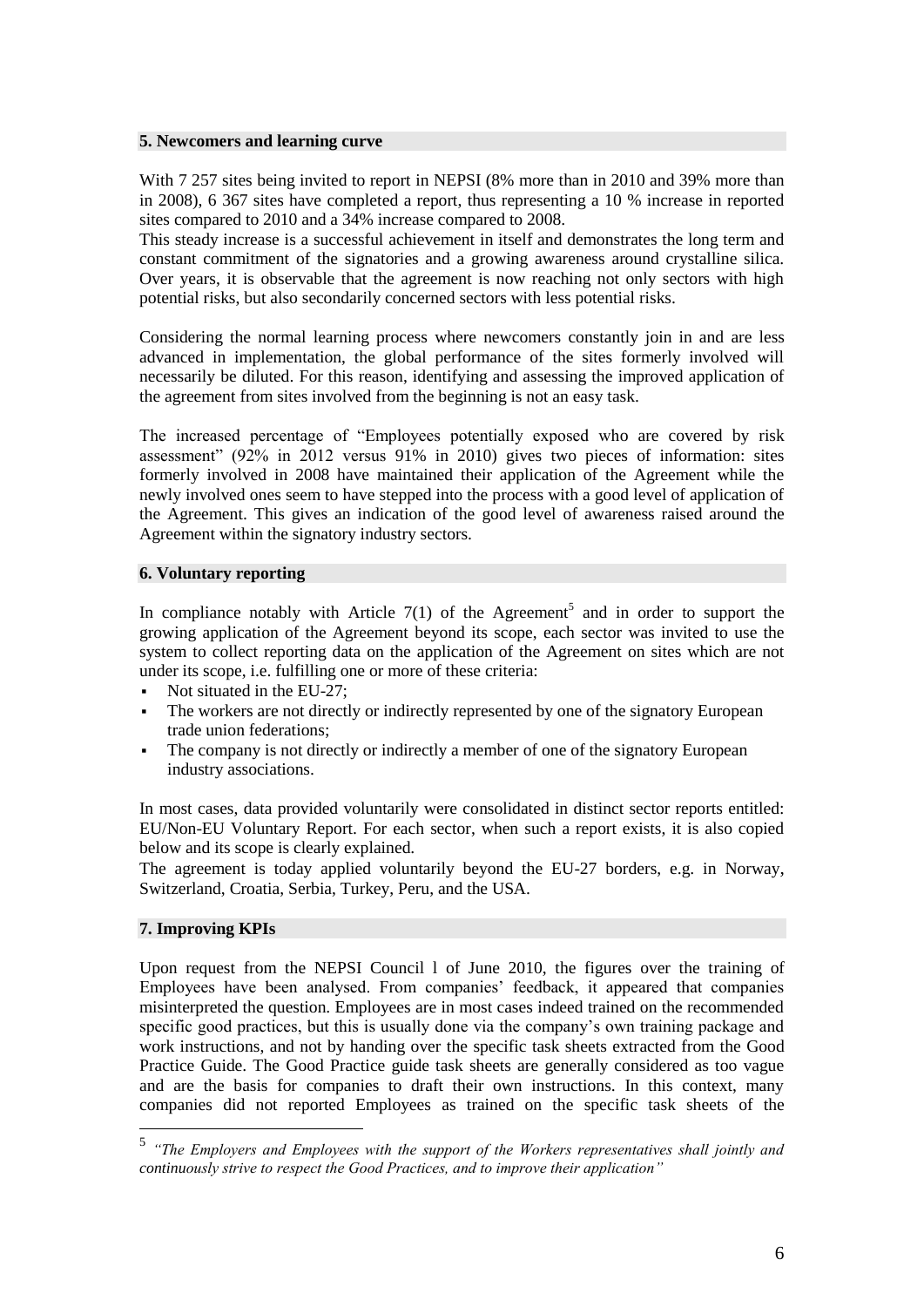## 5. Newcomers and learning curve

With 7 257 sites being invited to report in NEPSI (8% more than in 2010 and 39% more than in 2008), 6 367 sites have completed a report, thus representing a 10 % increase in reported sites compared to 2010 and a 34% increase compared to 2008.
This steady increase is a successful achievement in itself and demonstrates the long term and constant commitment of the signatories and a growing awareness around crystalline silica. Over years, it is observable that the agreement is now reaching not only sectors with high potential risks, but also secondarily concerned sectors with less potential risks.

Considering the normal learning process where newcomers constantly join in and are less advanced in implementation, the global performance of the sites formerly involved will necessarily be diluted. For this reason, identifying and assessing the improved application of the agreement from sites involved from the beginning is not an easy task.

The increased percentage of "Employees potentially exposed who are covered by risk assessment" (92% in 2012 versus 91% in 2010) gives two pieces of information: sites formerly involved in 2008 have maintained their application of the Agreement while the newly involved ones seem to have stepped into the process with a good level of application of the Agreement. This gives an indication of the good level of awareness raised around the Agreement within the signatory industry sectors.

## 6. Voluntary reporting

In compliance notably with Article 7(1) of the Agreement[5] and in order to support the growing application of the Agreement beyond its scope, each sector was invited to use the system to collect reporting data on the application of the Agreement on sites which are not under its scope, i.e. fulfilling one or more of these criteria:

- Not situated in the EU-27;
- The workers are not directly or indirectly represented by one of the signatory European trade union federations;
- The company is not directly or indirectly a member of one of the signatory European industry associations.

In most cases, data provided voluntarily were consolidated in distinct sector reports entitled: EU/Non-EU Voluntary Report. For each sector, when such a report exists, it is also copied below and its scope is clearly explained.
The agreement is today applied voluntarily beyond the EU-27 borders, e.g. in Norway, Switzerland, Croatia, Serbia, Turkey, Peru, and the USA.

## 7. Improving KPIs

Upon request from the NEPSI Council l of June 2010, the figures over the training of Employees have been analysed. From companies' feedback, it appeared that companies misinterpreted the question. Employees are in most cases indeed trained on the recommended specific good practices, but this is usually done via the company's own training package and work instructions, and not by handing over the specific task sheets extracted from the Good Practice Guide. The Good Practice guide task sheets are generally considered as too vague and are the basis for companies to draft their own instructions. In this context, many companies did not reported Employees as trained on the specific task sheets of the

[5] *"The Employers and Employees with the support of the Workers representatives shall jointly and continuously strive to respect the Good Practices, and to improve their application"*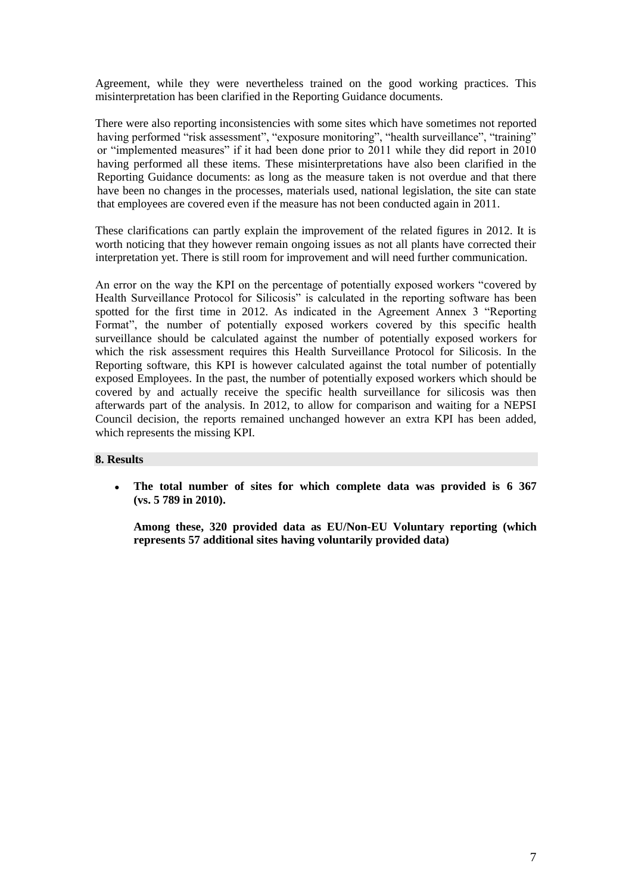Agreement, while they were nevertheless trained on the good working practices. This misinterpretation has been clarified in the Reporting Guidance documents.

There were also reporting inconsistencies with some sites which have sometimes not reported having performed "risk assessment", "exposure monitoring", "health surveillance", "training" or "implemented measures" if it had been done prior to 2011 while they did report in 2010 having performed all these items. These misinterpretations have also been clarified in the Reporting Guidance documents: as long as the measure taken is not overdue and that there have been no changes in the processes, materials used, national legislation, the site can state that employees are covered even if the measure has not been conducted again in 2011.

These clarifications can partly explain the improvement of the related figures in 2012. It is worth noticing that they however remain ongoing issues as not all plants have corrected their interpretation yet. There is still room for improvement and will need further communication.

An error on the way the KPI on the percentage of potentially exposed workers "covered by Health Surveillance Protocol for Silicosis" is calculated in the reporting software has been spotted for the first time in 2012. As indicated in the Agreement Annex 3 "Reporting Format", the number of potentially exposed workers covered by this specific health surveillance should be calculated against the number of potentially exposed workers for which the risk assessment requires this Health Surveillance Protocol for Silicosis. In the Reporting software, this KPI is however calculated against the total number of potentially exposed Employees. In the past, the number of potentially exposed workers which should be covered by and actually receive the specific health surveillance for silicosis was then afterwards part of the analysis. In 2012, to allow for comparison and waiting for a NEPSI Council decision, the reports remained unchanged however an extra KPI has been added, which represents the missing KPI.

## 8. Results

- **The total number of sites for which complete data was provided is 6 367 (vs. 5 789 in 2010).**

  **Among these, 320 provided data as EU/Non-EU Voluntary reporting (which represents 57 additional sites having voluntarily provided data)**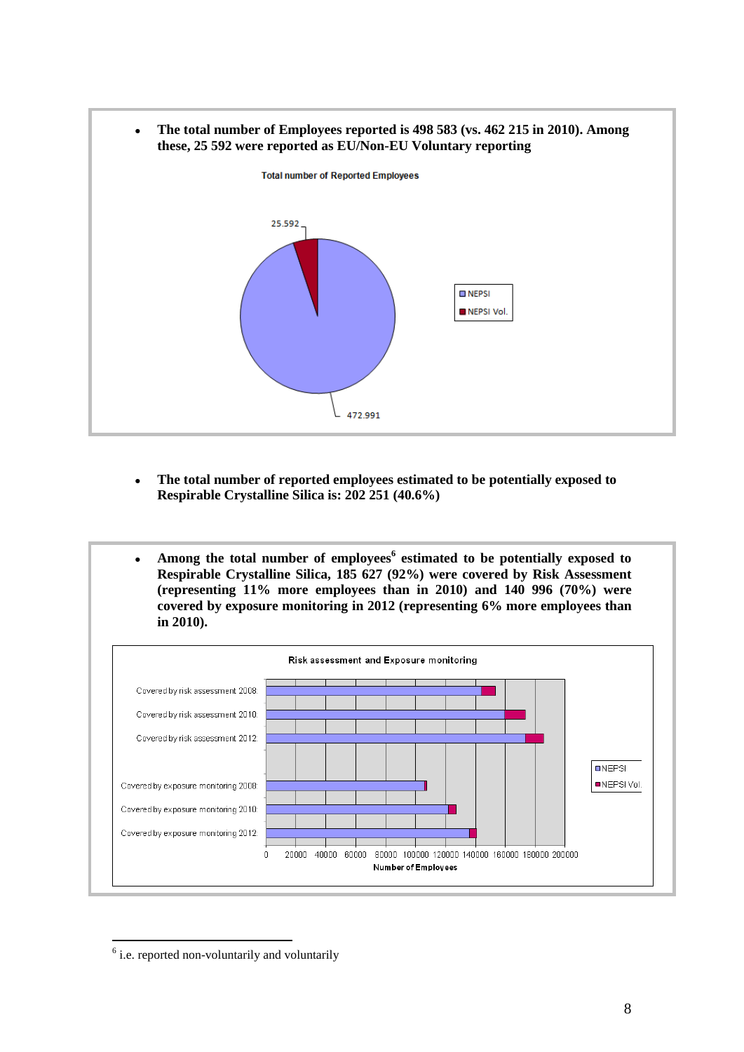- **The total number of Employees reported is 498 583 (vs. 462 215 in 2010). Among these, 25 592 were reported as EU/Non-EU Voluntary reporting**

Total number of Reported Employees

25.592

472.991

NEPSI

NEPSI Vol.

- **The total number of reported employees estimated to be potentially exposed to Respirable Crystalline Silica is: 202 251 (40.6%)**

- **Among the total number of employees[6] estimated to be potentially exposed to Respirable Crystalline Silica, 185 627 (92%) were covered by Risk Assessment (representing 11% more employees than in 2010) and 140 996 (70%) were covered by exposure monitoring in 2012 (representing 6% more employees than in 2010).**

Risk assessment and Exposure monitoring

Covered by risk assessment 2008

Covered by risk assessment 2010

Covered by risk assessment 2012

Covered by exposure monitoring 2008

Covered by exposure monitoring 2010

Covered by exposure monitoring 2012

0 20000 40000 60000 80000 100000 120000 140000 160000 180000 200000

Number of Employees

NEPSI

NEPSI Vol.

[6] i.e. reported non-voluntarily and voluntarily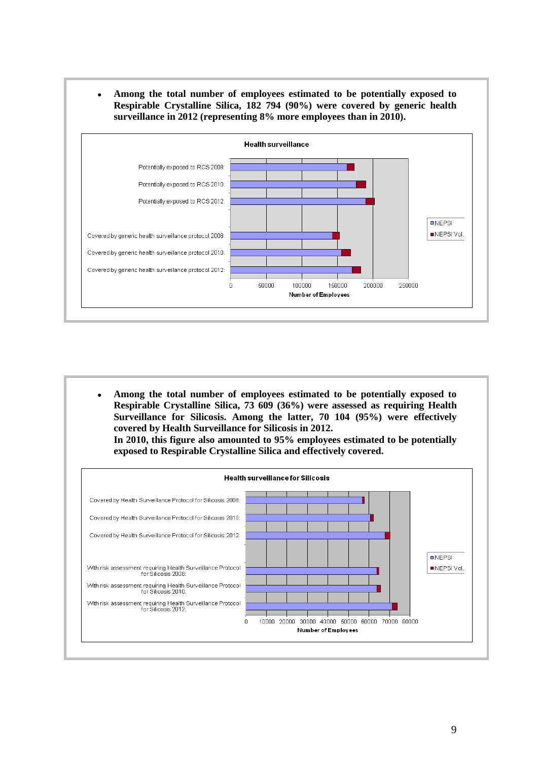- **Among the total number of employees estimated to be potentially exposed to Respirable Crystalline Silica, 182 794 (90%) were covered by generic health surveillance in 2012 (representing 8% more employees than in 2010).**

**Health surveillance**

- Potentially exposed to RCS 2008
- Potentially exposed to RCS 2010
- Potentially exposed to RCS 2012
- Covered by generic health surveillance protocol 2008
- Covered by generic health surveillance protocol 2010
- Covered by generic health surveillance protocol 2012

Number of Employees (0 – 250000)

Legend: NEPSI, NEPSI Vol.

- **Among the total number of employees estimated to be potentially exposed to Respirable Crystalline Silica, 73 609 (36%) were assessed as requiring Health Surveillance for Silicosis. Among the latter, 70 104 (95%) were effectively covered by Health Surveillance for Silicosis in 2012.**
  **In 2010, this figure also amounted to 95% employees estimated to be potentially exposed to Respirable Crystalline Silica and effectively covered.**

**Health surveillance for Silicosis**

- Covered by Health Surveillance Protocol for Silicosis 2008
- Covered by Health Surveillance Protocol for Silicosis 2010
- Covered by Health Surveillance Protocol for Silicosis 2012
- With risk assessment requiring Health Surveillance Protocol for Silicosis 2008
- With risk assessment requiring Health Surveillance Protocol for Silicosis 2010
- With risk assessment requiring Health Surveillance Protocol for Silicosis 2012

Number of Employees (0 – 80000)

Legend: NEPSI, NEPSI Vol.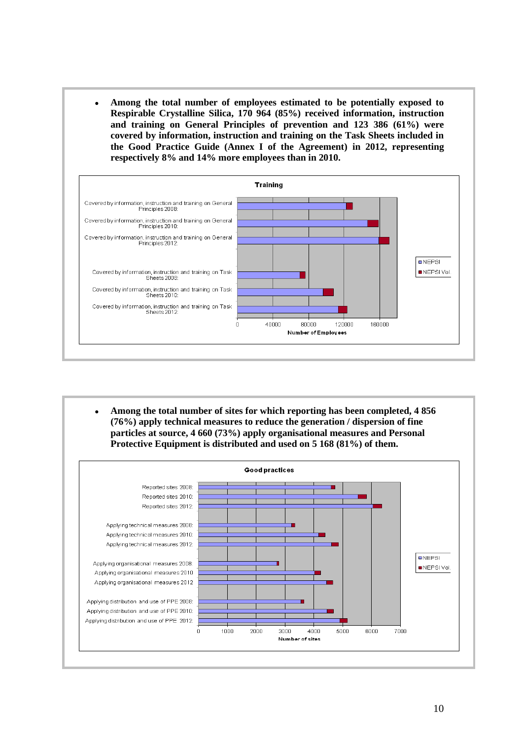- **Among the total number of employees estimated to be potentially exposed to Respirable Crystalline Silica, 170 964 (85%) received information, instruction and training on General Principles of prevention and 123 386 (61%) were covered by information, instruction and training on the Task Sheets included in the Good Practice Guide (Annex I of the Agreement) in 2012, representing respectively 8% and 14% more employees than in 2010.**

**Training**

Chart categories (x-axis: Number of Employees, 0–160000; legend: NEPSI, NEPSI Vol.):

- Covered by information, instruction and training on General Principles 2008:
- Covered by information, instruction and training on General Principles 2010:
- Covered by information, instruction and training on General Principles 2012:
- Covered by information, instruction and training on Task Sheets 2008:
- Covered by information, instruction and training on Task Sheets 2010:
- Covered by information, instruction and training on Task Sheets 2012:

- **Among the total number of sites for which reporting has been completed, 4 856 (76%) apply technical measures to reduce the generation / dispersion of fine particles at source, 4 660 (73%) apply organisational measures and Personal Protective Equipment is distributed and used on 5 168 (81%) of them.**

**Good practices**

Chart categories (x-axis: Number of sites, 0–7000; legend: NEPSI, NEPSI Vol.):

- Reported sites 2008:
- Reported sites 2010:
- Reported sites 2012:
- Applying technical measures 2008:
- Applying technical measures 2010:
- Applying technical measures 2012:
- Applying organisational measures 2008:
- Applying organisational measures 2010
- Applying organisational measures 2012
- Applying distribution and use of PPE 2008:
- Applying distribution and use of PPE 2010:
- Applying distribution and use of PPE 2012: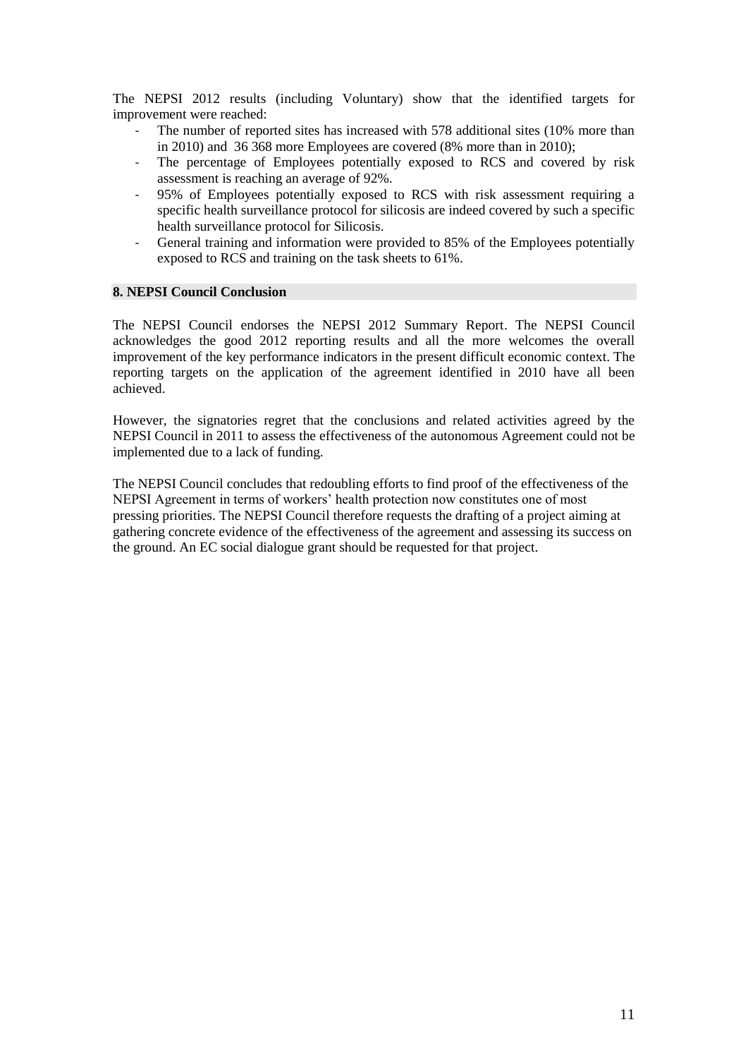The NEPSI 2012 results (including Voluntary) show that the identified targets for improvement were reached:

- The number of reported sites has increased with 578 additional sites (10% more than in 2010) and 36 368 more Employees are covered (8% more than in 2010);
- The percentage of Employees potentially exposed to RCS and covered by risk assessment is reaching an average of 92%.
- 95% of Employees potentially exposed to RCS with risk assessment requiring a specific health surveillance protocol for silicosis are indeed covered by such a specific health surveillance protocol for Silicosis.
- General training and information were provided to 85% of the Employees potentially exposed to RCS and training on the task sheets to 61%.

## 8. NEPSI Council Conclusion

The NEPSI Council endorses the NEPSI 2012 Summary Report. The NEPSI Council acknowledges the good 2012 reporting results and all the more welcomes the overall improvement of the key performance indicators in the present difficult economic context. The reporting targets on the application of the agreement identified in 2010 have all been achieved.

However, the signatories regret that the conclusions and related activities agreed by the NEPSI Council in 2011 to assess the effectiveness of the autonomous Agreement could not be implemented due to a lack of funding.

The NEPSI Council concludes that redoubling efforts to find proof of the effectiveness of the NEPSI Agreement in terms of workers' health protection now constitutes one of most pressing priorities. The NEPSI Council therefore requests the drafting of a project aiming at gathering concrete evidence of the effectiveness of the agreement and assessing its success on the ground. An EC social dialogue grant should be requested for that project.